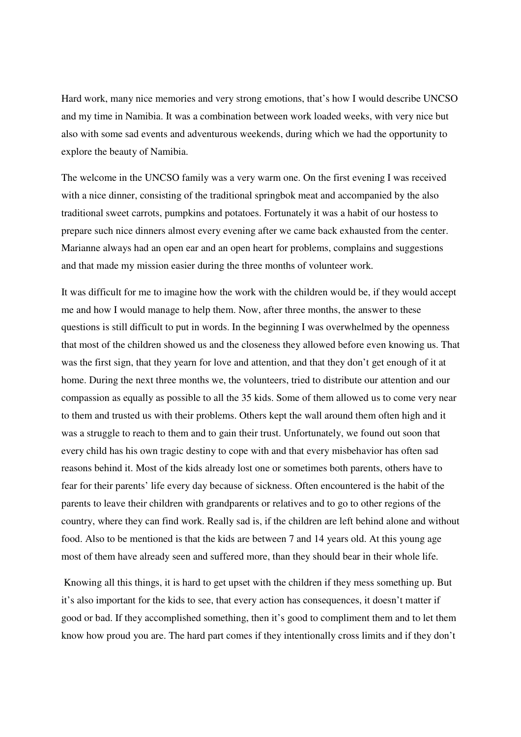Hard work, many nice memories and very strong emotions, that's how I would describe UNCSO and my time in Namibia. It was a combination between work loaded weeks, with very nice but also with some sad events and adventurous weekends, during which we had the opportunity to explore the beauty of Namibia.

The welcome in the UNCSO family was a very warm one. On the first evening I was received with a nice dinner, consisting of the traditional springbok meat and accompanied by the also traditional sweet carrots, pumpkins and potatoes. Fortunately it was a habit of our hostess to prepare such nice dinners almost every evening after we came back exhausted from the center. Marianne always had an open ear and an open heart for problems, complains and suggestions and that made my mission easier during the three months of volunteer work.

It was difficult for me to imagine how the work with the children would be, if they would accept me and how I would manage to help them. Now, after three months, the answer to these questions is still difficult to put in words. In the beginning I was overwhelmed by the openness that most of the children showed us and the closeness they allowed before even knowing us. That was the first sign, that they yearn for love and attention, and that they don't get enough of it at home. During the next three months we, the volunteers, tried to distribute our attention and our compassion as equally as possible to all the 35 kids. Some of them allowed us to come very near to them and trusted us with their problems. Others kept the wall around them often high and it was a struggle to reach to them and to gain their trust. Unfortunately, we found out soon that every child has his own tragic destiny to cope with and that every misbehavior has often sad reasons behind it. Most of the kids already lost one or sometimes both parents, others have to fear for their parents' life every day because of sickness. Often encountered is the habit of the parents to leave their children with grandparents or relatives and to go to other regions of the country, where they can find work. Really sad is, if the children are left behind alone and without food. Also to be mentioned is that the kids are between 7 and 14 years old. At this young age most of them have already seen and suffered more, than they should bear in their whole life.

Knowing all this things, it is hard to get upset with the children if they mess something up. But it's also important for the kids to see, that every action has consequences, it doesn't matter if good or bad. If they accomplished something, then it's good to compliment them and to let them know how proud you are. The hard part comes if they intentionally cross limits and if they don't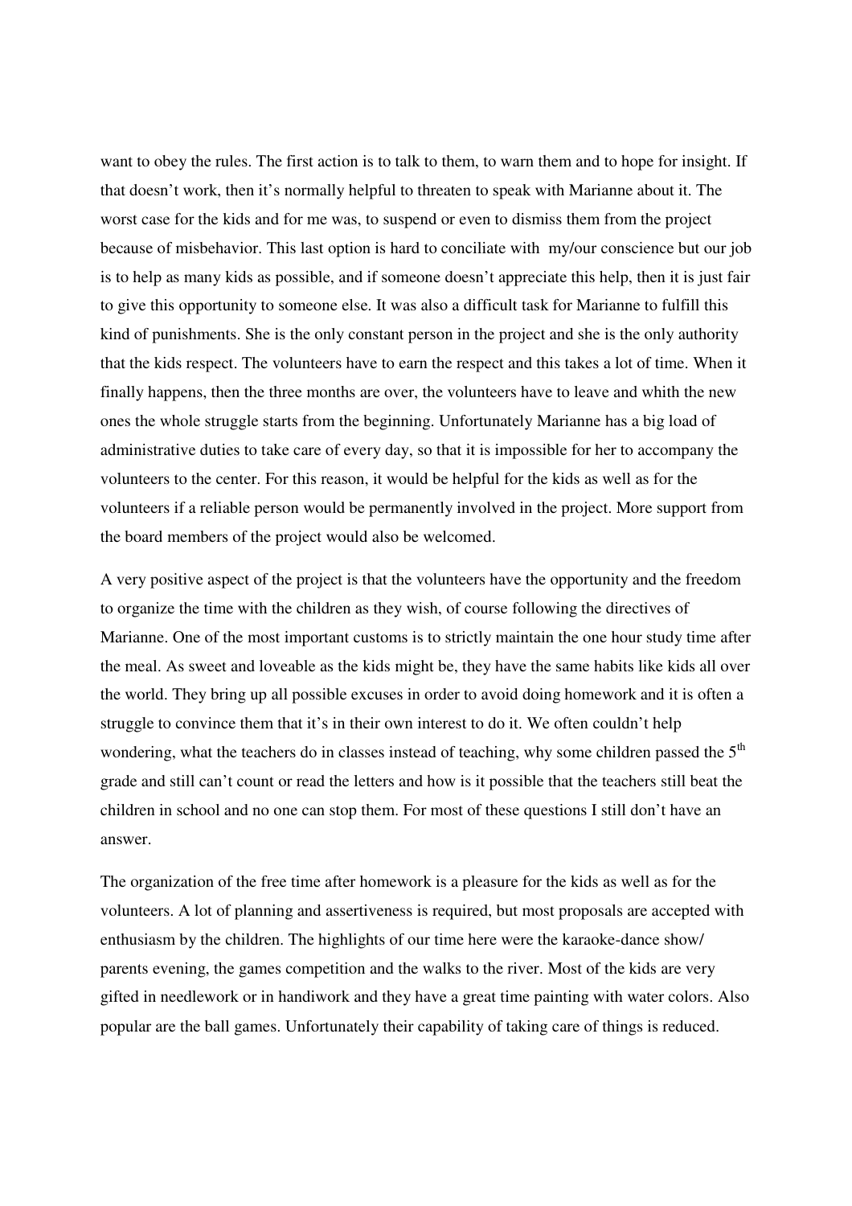want to obey the rules. The first action is to talk to them, to warn them and to hope for insight. If that doesn't work, then it's normally helpful to threaten to speak with Marianne about it. The worst case for the kids and for me was, to suspend or even to dismiss them from the project because of misbehavior. This last option is hard to conciliate with my/our conscience but our job is to help as many kids as possible, and if someone doesn't appreciate this help, then it is just fair to give this opportunity to someone else. It was also a difficult task for Marianne to fulfill this kind of punishments. She is the only constant person in the project and she is the only authority that the kids respect. The volunteers have to earn the respect and this takes a lot of time. When it finally happens, then the three months are over, the volunteers have to leave and whith the new ones the whole struggle starts from the beginning. Unfortunately Marianne has a big load of administrative duties to take care of every day, so that it is impossible for her to accompany the volunteers to the center. For this reason, it would be helpful for the kids as well as for the volunteers if a reliable person would be permanently involved in the project. More support from the board members of the project would also be welcomed.

A very positive aspect of the project is that the volunteers have the opportunity and the freedom to organize the time with the children as they wish, of course following the directives of Marianne. One of the most important customs is to strictly maintain the one hour study time after the meal. As sweet and loveable as the kids might be, they have the same habits like kids all over the world. They bring up all possible excuses in order to avoid doing homework and it is often a struggle to convince them that it's in their own interest to do it. We often couldn't help wondering, what the teachers do in classes instead of teaching, why some children passed the 5th grade and still can't count or read the letters and how is it possible that the teachers still beat the children in school and no one can stop them. For most of these questions I still don't have an answer.

The organization of the free time after homework is a pleasure for the kids as well as for the volunteers. A lot of planning and assertiveness is required, but most proposals are accepted with enthusiasm by the children. The highlights of our time here were the karaoke-dance show/ parents evening, the games competition and the walks to the river. Most of the kids are very gifted in needlework or in handiwork and they have a great time painting with water colors. Also popular are the ball games. Unfortunately their capability of taking care of things is reduced.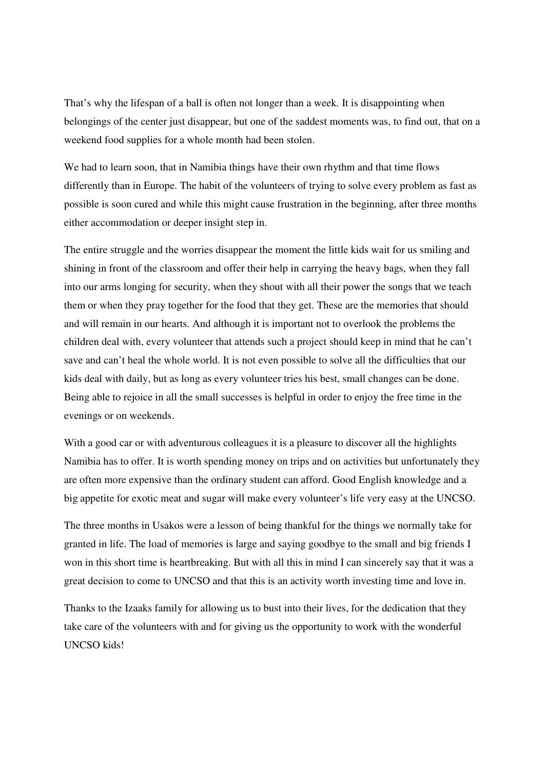That's why the lifespan of a ball is often not longer than a week. It is disappointing when belongings of the center just disappear, but one of the saddest moments was, to find out, that on a weekend food supplies for a whole month had been stolen.

We had to learn soon, that in Namibia things have their own rhythm and that time flows differently than in Europe. The habit of the volunteers of trying to solve every problem as fast as possible is soon cured and while this might cause frustration in the beginning, after three months either accommodation or deeper insight step in.

The entire struggle and the worries disappear the moment the little kids wait for us smiling and shining in front of the classroom and offer their help in carrying the heavy bags, when they fall into our arms longing for security, when they shout with all their power the songs that we teach them or when they pray together for the food that they get. These are the memories that should and will remain in our hearts. And although it is important not to overlook the problems the children deal with, every volunteer that attends such a project should keep in mind that he can't save and can't heal the whole world. It is not even possible to solve all the difficulties that our kids deal with daily, but as long as every volunteer tries his best, small changes can be done. Being able to rejoice in all the small successes is helpful in order to enjoy the free time in the evenings or on weekends.

With a good car or with adventurous colleagues it is a pleasure to discover all the highlights Namibia has to offer. It is worth spending money on trips and on activities but unfortunately they are often more expensive than the ordinary student can afford. Good English knowledge and a big appetite for exotic meat and sugar will make every volunteer's life very easy at the UNCSO.

The three months in Usakos were a lesson of being thankful for the things we normally take for granted in life. The load of memories is large and saying goodbye to the small and big friends I won in this short time is heartbreaking. But with all this in mind I can sincerely say that it was a great decision to come to UNCSO and that this is an activity worth investing time and love in.

Thanks to the Izaaks family for allowing us to bust into their lives, for the dedication that they take care of the volunteers with and for giving us the opportunity to work with the wonderful UNCSO kids!